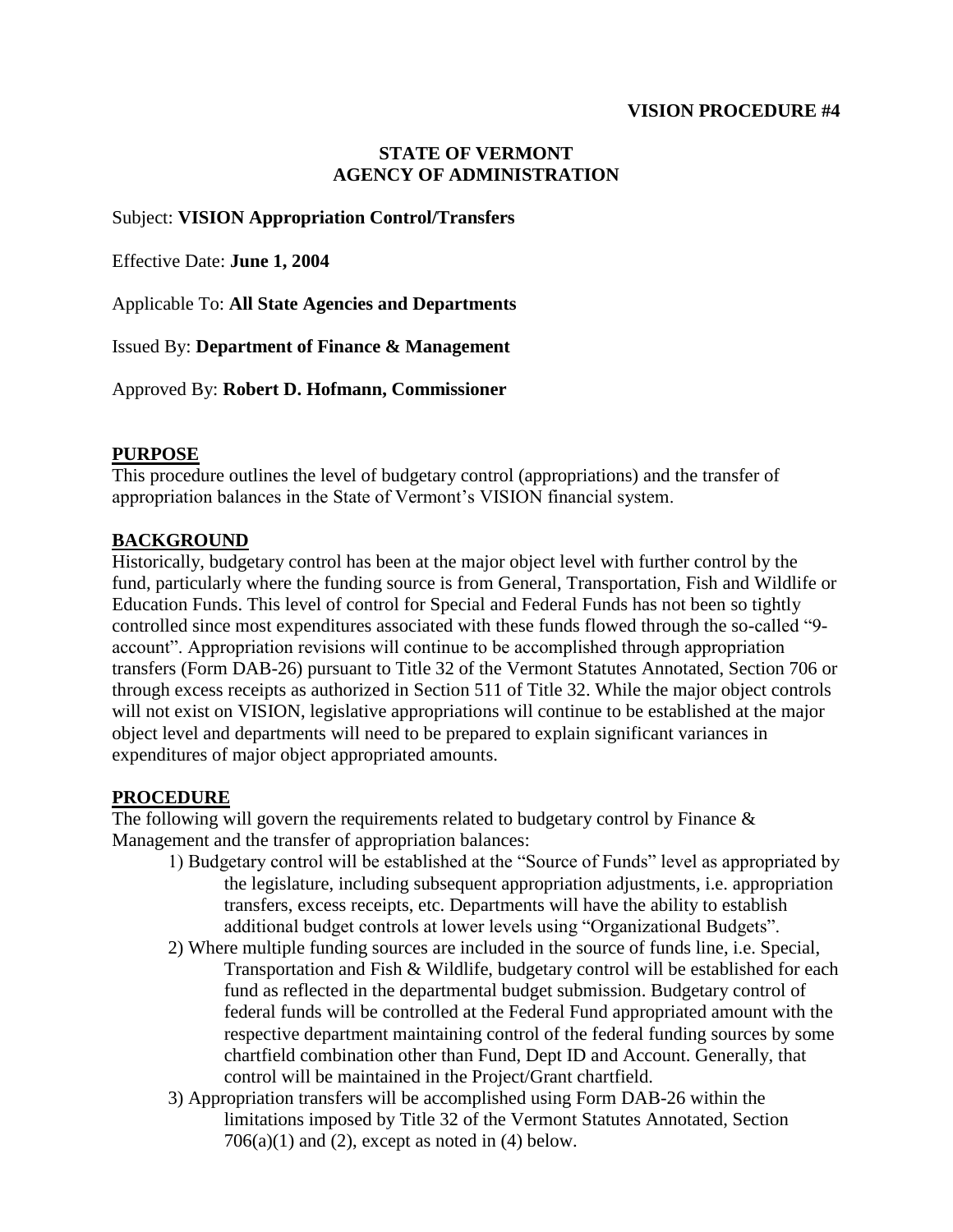**VISION PROCEDURE #4**

**STATE OF VERMONT**
**AGENCY OF ADMINISTRATION**

Subject: **VISION Appropriation Control/Transfers**

Effective Date: **June 1, 2004**

Applicable To: **All State Agencies and Departments**

Issued By: **Department of Finance & Management**

Approved By: **Robert D. Hofmann, Commissioner**

## PURPOSE

This procedure outlines the level of budgetary control (appropriations) and the transfer of appropriation balances in the State of Vermont's VISION financial system.

## BACKGROUND

Historically, budgetary control has been at the major object level with further control by the fund, particularly where the funding source is from General, Transportation, Fish and Wildlife or Education Funds. This level of control for Special and Federal Funds has not been so tightly controlled since most expenditures associated with these funds flowed through the so-called "9-account". Appropriation revisions will continue to be accomplished through appropriation transfers (Form DAB-26) pursuant to Title 32 of the Vermont Statutes Annotated, Section 706 or through excess receipts as authorized in Section 511 of Title 32. While the major object controls will not exist on VISION, legislative appropriations will continue to be established at the major object level and departments will need to be prepared to explain significant variances in expenditures of major object appropriated amounts.

## PROCEDURE

The following will govern the requirements related to budgetary control by Finance & Management and the transfer of appropriation balances:

1) Budgetary control will be established at the "Source of Funds" level as appropriated by the legislature, including subsequent appropriation adjustments, i.e. appropriation transfers, excess receipts, etc. Departments will have the ability to establish additional budget controls at lower levels using "Organizational Budgets".
2) Where multiple funding sources are included in the source of funds line, i.e. Special, Transportation and Fish & Wildlife, budgetary control will be established for each fund as reflected in the departmental budget submission. Budgetary control of federal funds will be controlled at the Federal Fund appropriated amount with the respective department maintaining control of the federal funding sources by some chartfield combination other than Fund, Dept ID and Account. Generally, that control will be maintained in the Project/Grant chartfield.
3) Appropriation transfers will be accomplished using Form DAB-26 within the limitations imposed by Title 32 of the Vermont Statutes Annotated, Section 706(a)(1) and (2), except as noted in (4) below.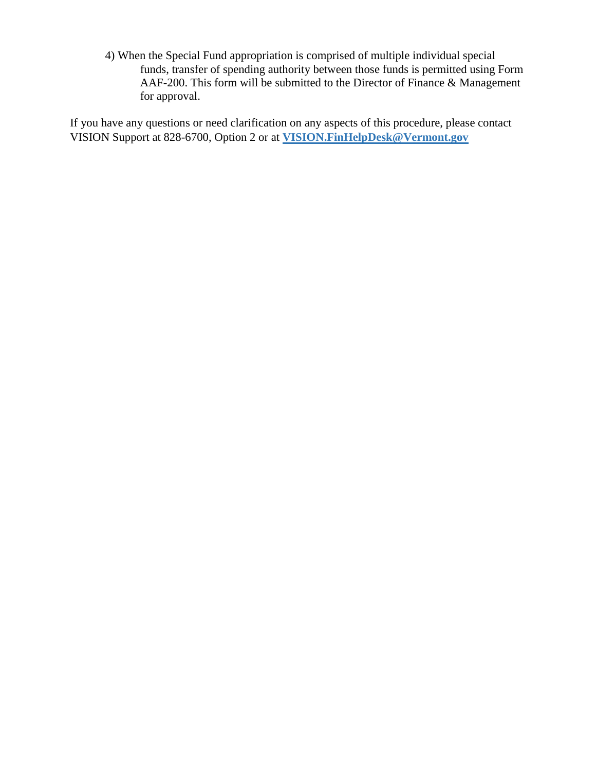4) When the Special Fund appropriation is comprised of multiple individual special funds, transfer of spending authority between those funds is permitted using Form AAF-200. This form will be submitted to the Director of Finance & Management for approval.

If you have any questions or need clarification on any aspects of this procedure, please contact VISION Support at 828-6700, Option 2 or at **VISION.FinHelpDesk@Vermont.gov**